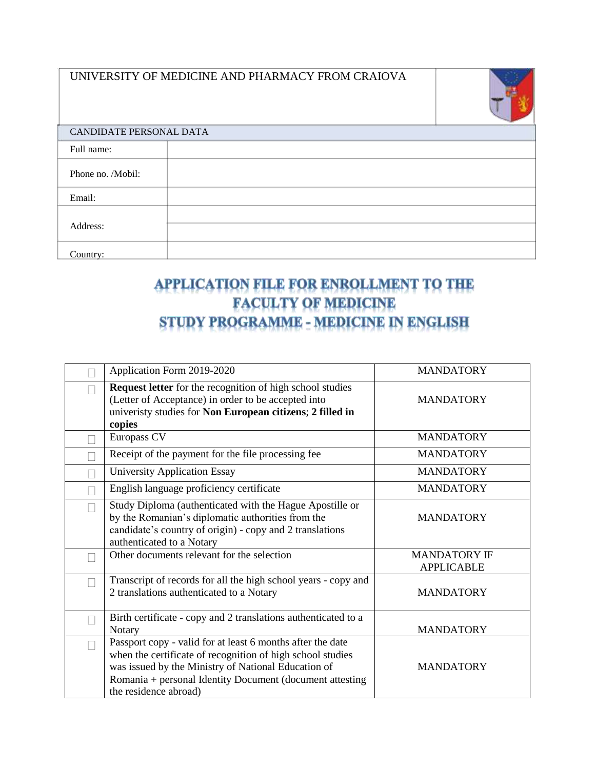| UNIVERSITY OF MEDICINE AND PHARMACY FROM CRAIOVA | |
|---|---|
| **CANDIDATE PERSONAL DATA** | |
| Full name: | |
| Phone no. /Mobil: | |
| Email: | |
| Address: | |
| | |
| Country: | |

# APPLICATION FILE FOR ENROLLMENT TO THE FACULTY OF MEDICINE
# STUDY PROGRAMME - MEDICINE IN ENGLISH

| | | |
|---|---|---|
| ☐ | Application Form 2019-2020 | MANDATORY |
| ☐ | **Request letter** for the recognition of high school studies (Letter of Acceptance) in order to be accepted into univeristy studies for **Non European citizens**; **2 filled in copies** | MANDATORY |
| ☐ | Europass CV | MANDATORY |
| ☐ | Receipt of the payment for the file processing fee | MANDATORY |
| ☐ | University Application Essay | MANDATORY |
| ☐ | English language proficiency certificate | MANDATORY |
| ☐ | Study Diploma (authenticated with the Hague Apostille or by the Romanian's diplomatic authorities from the candidate's country of origin) - copy and 2 translations authenticated to a Notary | MANDATORY |
| ☐ | Other documents relevant for the selection | MANDATORY IF APPLICABLE |
| ☐ | Transcript of records for all the high school years - copy and 2 translations authenticated to a Notary | MANDATORY |
| ☐ | Birth certificate - copy and 2 translations authenticated to a Notary | MANDATORY |
| ☐ | Passport copy - valid for at least 6 months after the date when the certificate of recognition of high school studies was issued by the Ministry of National Education of Romania + personal Identity Document (document attesting the residence abroad) | MANDATORY |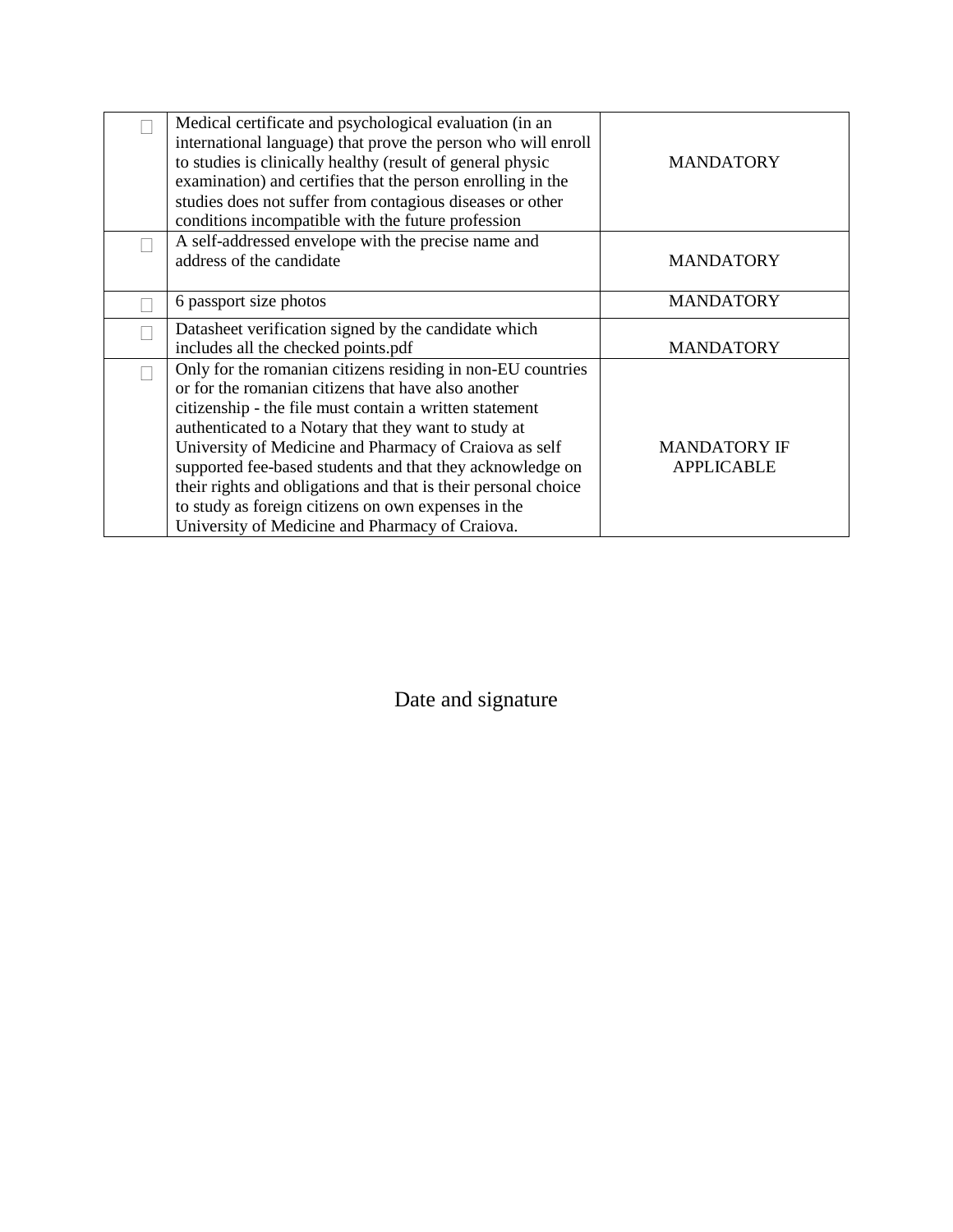| | | |
|---|---|---|
| ☐ | Medical certificate and psychological evaluation (in an international language) that prove the person who will enroll to studies is clinically healthy (result of general physic examination) and certifies that the person enrolling in the studies does not suffer from contagious diseases or other conditions incompatible with the future profession | MANDATORY |
| ☐ | A self-addressed envelope with the precise name and address of the candidate | MANDATORY |
| ☐ | 6 passport size photos | MANDATORY |
| ☐ | Datasheet verification signed by the candidate which includes all the checked points.pdf | MANDATORY |
| ☐ | Only for the romanian citizens residing in non-EU countries or for the romanian citizens that have also another citizenship - the file must contain a written statement authenticated to a Notary that they want to study at University of Medicine and Pharmacy of Craiova as self supported fee-based students and that they acknowledge on their rights and obligations and that is their personal choice to study as foreign citizens on own expenses in the University of Medicine and Pharmacy of Craiova. | MANDATORY IF APPLICABLE |

Date and signature